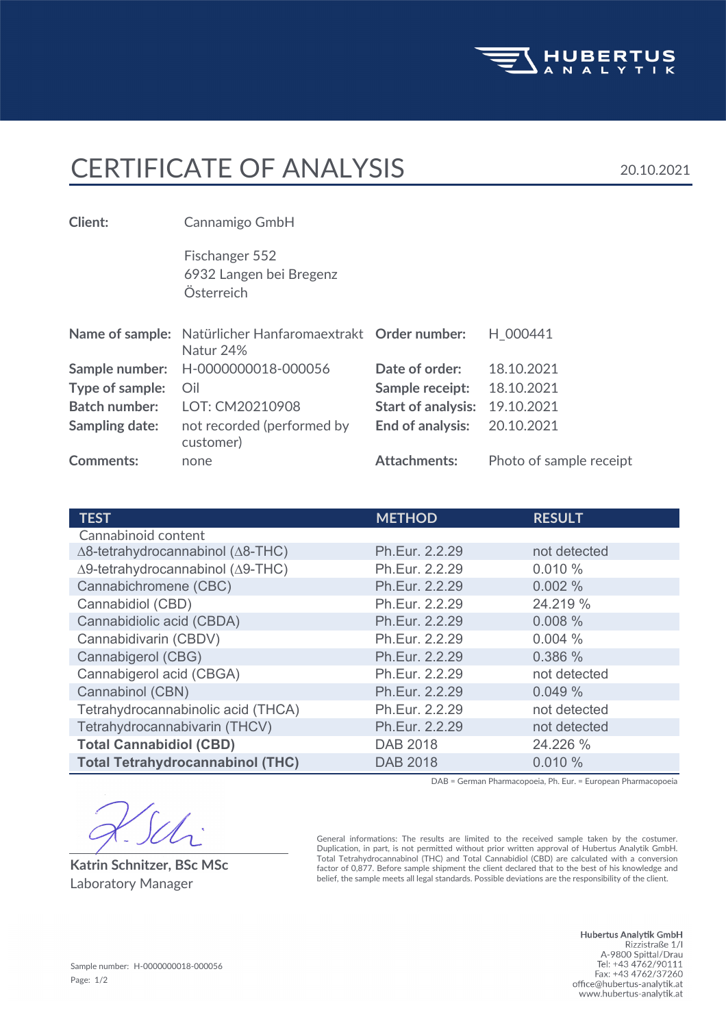HUBERTUS ANALYTIK

# CERTIFICATE OF ANALYSIS

20.10.2021

**Client:** Cannamigo GmbH

Fischanger 552
6932 Langen bei Bregenz
Österreich

| | | | |
|---|---|---|---|
| **Name of sample:** | Natürlicher Hanfaromaextrakt Natur 24% | **Order number:** | H_000441 |
| **Sample number:** | H-0000000018-000056 | **Date of order:** | 18.10.2021 |
| **Type of sample:** | Oil | **Sample receipt:** | 18.10.2021 |
| **Batch number:** | LOT: CM20210908 | **Start of analysis:** | 19.10.2021 |
| **Sampling date:** | not recorded (performed by customer) | **End of analysis:** | 20.10.2021 |
| **Comments:** | none | **Attachments:** | Photo of sample receipt |

| TEST | METHOD | RESULT |
|---|---|---|
| Cannabinoid content | | |
| Δ8-tetrahydrocannabinol (Δ8-THC) | Ph.Eur. 2.2.29 | not detected |
| Δ9-tetrahydrocannabinol (Δ9-THC) | Ph.Eur. 2.2.29 | 0.010 % |
| Cannabichromene (CBC) | Ph.Eur. 2.2.29 | 0.002 % |
| Cannabidiol (CBD) | Ph.Eur. 2.2.29 | 24.219 % |
| Cannabidiolic acid (CBDA) | Ph.Eur. 2.2.29 | 0.008 % |
| Cannabidivarin (CBDV) | Ph.Eur. 2.2.29 | 0.004 % |
| Cannabigerol (CBG) | Ph.Eur. 2.2.29 | 0.386 % |
| Cannabigerol acid (CBGA) | Ph.Eur. 2.2.29 | not detected |
| Cannabinol (CBN) | Ph.Eur. 2.2.29 | 0.049 % |
| Tetrahydrocannabinolic acid (THCA) | Ph.Eur. 2.2.29 | not detected |
| Tetrahydrocannabivarin (THCV) | Ph.Eur. 2.2.29 | not detected |
| **Total Cannabidiol (CBD)** | DAB 2018 | 24.226 % |
| **Total Tetrahydrocannabinol (THC)** | DAB 2018 | 0.010 % |

DAB = German Pharmacopoeia, Ph. Eur. = European Pharmacopoeia

**Katrin Schnitzer, BSc MSc**
Laboratory Manager

General informations: The results are limited to the received sample taken by the costumer. Duplication, in part, is not permitted without prior written approval of Hubertus Analytik GmbH. Total Tetrahydrocannabinol (THC) and Total Cannabidiol (CBD) are calculated with a conversion factor of 0,877. Before sample shipment the client declared that to the best of his knowledge and belief, the sample meets all legal standards. Possible deviations are the responsibility of the client.

Sample number: H-0000000018-000056

**Hubertus Analytik GmbH**
Rizzistraße 1/I
A-9800 Spittal/Drau
Tel: +43 4762/90111
Fax: +43 4762/37260
office@hubertus-analytik.at
www.hubertus-analytik.at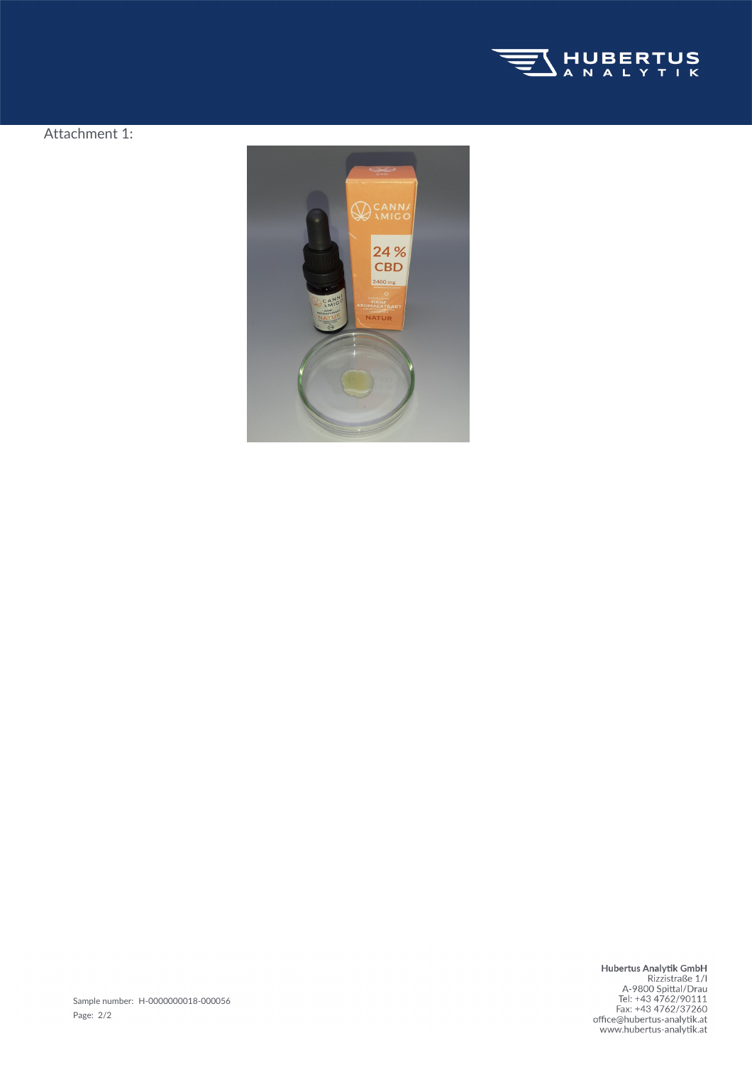Attachment 1:

Sample number: H-0000000018-000056

Hubertus Analytik GmbH
Rizzistraße 1/I
A-9800 Spittal/Drau
Tel: +43 4762/90111
Fax: +43 4762/37260
office@hubertus-analytik.at
www.hubertus-analytik.at